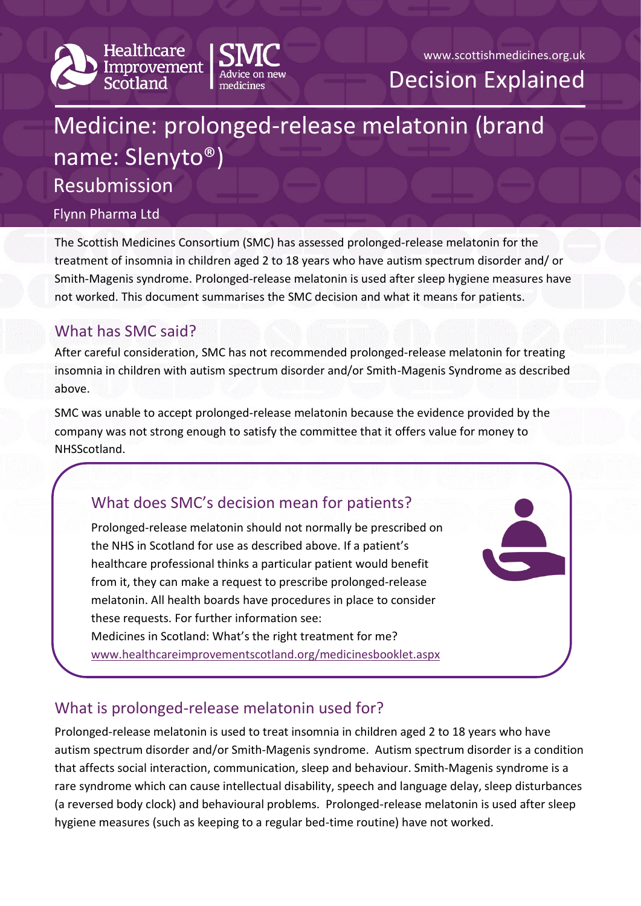Healthcare Improvement Scotland | SMC Advice on new medicines

www.scottishmedicines.org.uk

Decision Explained

# Medicine: prolonged-release melatonin (brand name: Slenyto®)

## Resubmission

Flynn Pharma Ltd

The Scottish Medicines Consortium (SMC) has assessed prolonged-release melatonin for the treatment of insomnia in children aged 2 to 18 years who have autism spectrum disorder and/ or Smith-Magenis syndrome. Prolonged-release melatonin is used after sleep hygiene measures have not worked. This document summarises the SMC decision and what it means for patients.

## What has SMC said?

After careful consideration, SMC has not recommended prolonged-release melatonin for treating insomnia in children with autism spectrum disorder and/or Smith-Magenis Syndrome as described above.

SMC was unable to accept prolonged-release melatonin because the evidence provided by the company was not strong enough to satisfy the committee that it offers value for money to NHSScotland.

### What does SMC's decision mean for patients?

Prolonged-release melatonin should not normally be prescribed on the NHS in Scotland for use as described above. If a patient's healthcare professional thinks a particular patient would benefit from it, they can make a request to prescribe prolonged-release melatonin. All health boards have procedures in place to consider these requests. For further information see:
Medicines in Scotland: What's the right treatment for me?
www.healthcareimprovementscotland.org/medicinesbooklet.aspx

## What is prolonged-release melatonin used for?

Prolonged-release melatonin is used to treat insomnia in children aged 2 to 18 years who have autism spectrum disorder and/or Smith-Magenis syndrome. Autism spectrum disorder is a condition that affects social interaction, communication, sleep and behaviour. Smith-Magenis syndrome is a rare syndrome which can cause intellectual disability, speech and language delay, sleep disturbances (a reversed body clock) and behavioural problems. Prolonged-release melatonin is used after sleep hygiene measures (such as keeping to a regular bed-time routine) have not worked.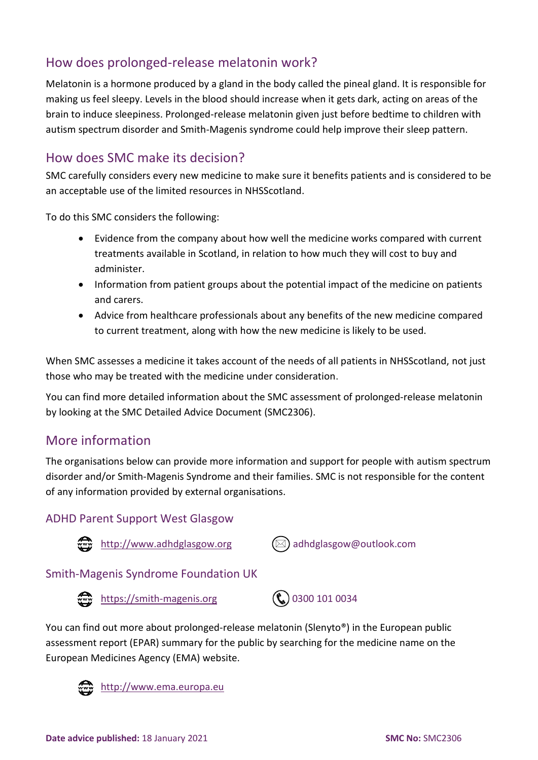## How does prolonged-release melatonin work?

Melatonin is a hormone produced by a gland in the body called the pineal gland. It is responsible for making us feel sleepy. Levels in the blood should increase when it gets dark, acting on areas of the brain to induce sleepiness. Prolonged-release melatonin given just before bedtime to children with autism spectrum disorder and Smith-Magenis syndrome could help improve their sleep pattern.

## How does SMC make its decision?

SMC carefully considers every new medicine to make sure it benefits patients and is considered to be an acceptable use of the limited resources in NHSScotland.

To do this SMC considers the following:

- Evidence from the company about how well the medicine works compared with current treatments available in Scotland, in relation to how much they will cost to buy and administer.
- Information from patient groups about the potential impact of the medicine on patients and carers.
- Advice from healthcare professionals about any benefits of the new medicine compared to current treatment, along with how the new medicine is likely to be used.

When SMC assesses a medicine it takes account of the needs of all patients in NHSScotland, not just those who may be treated with the medicine under consideration.

You can find more detailed information about the SMC assessment of prolonged-release melatonin by looking at the SMC Detailed Advice Document (SMC2306).

## More information

The organisations below can provide more information and support for people with autism spectrum disorder and/or Smith-Magenis Syndrome and their families. SMC is not responsible for the content of any information provided by external organisations.

### ADHD Parent Support West Glasgow

http://www.adhdglasgow.org    adhdglasgow@outlook.com

### Smith-Magenis Syndrome Foundation UK

https://smith-magenis.org    0300 101 0034

You can find out more about prolonged-release melatonin (Slenyto®) in the European public assessment report (EPAR) summary for the public by searching for the medicine name on the European Medicines Agency (EMA) website.

http://www.ema.europa.eu

**Date advice published:** 18 January 2021    **SMC No:** SMC2306